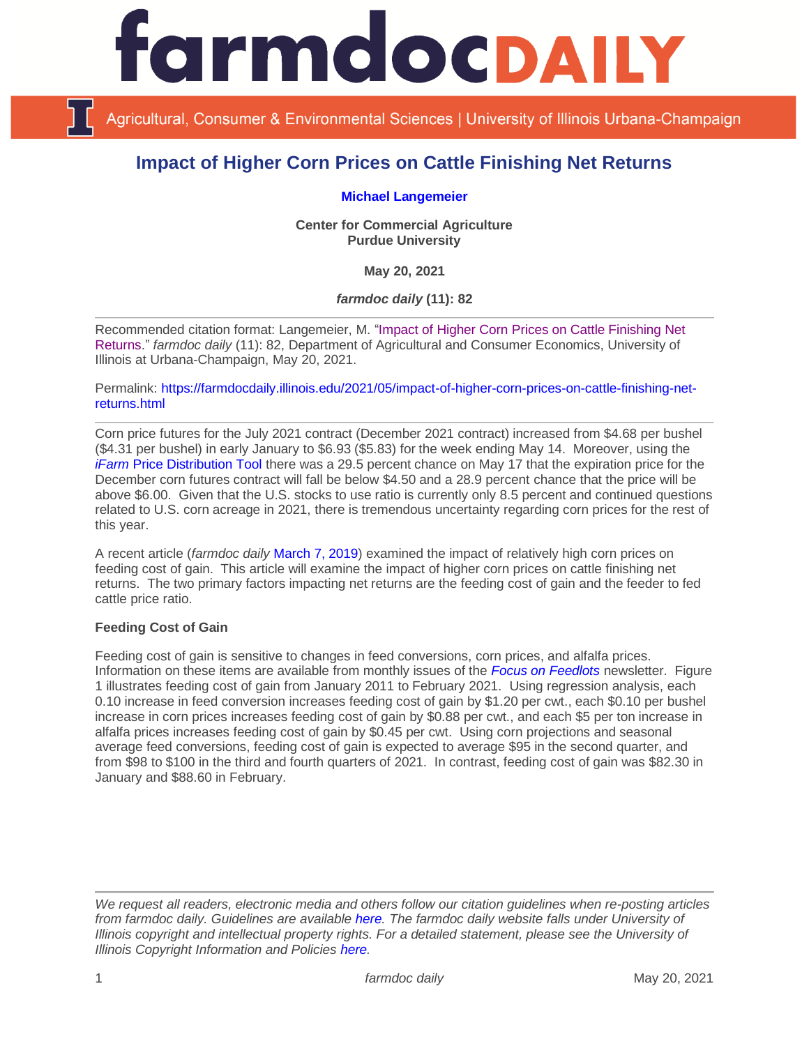# Impact of Higher Corn Prices on Cattle Finishing Net Returns

**Michael Langemeier**

**Center for Commercial Agriculture**
**Purdue University**

**May 20, 2021**

***farmdoc daily* (11): 82**

Recommended citation format: Langemeier, M. "Impact of Higher Corn Prices on Cattle Finishing Net Returns." *farmdoc daily* (11): 82, Department of Agricultural and Consumer Economics, University of Illinois at Urbana-Champaign, May 20, 2021.

Permalink: https://farmdocdaily.illinois.edu/2021/05/impact-of-higher-corn-prices-on-cattle-finishing-net-returns.html

Corn price futures for the July 2021 contract (December 2021 contract) increased from $4.68 per bushel ($4.31 per bushel) in early January to $6.93 ($5.83) for the week ending May 14. Moreover, using the *iFarm* Price Distribution Tool there was a 29.5 percent chance on May 17 that the expiration price for the December corn futures contract will fall be below $4.50 and a 28.9 percent chance that the price will be above $6.00. Given that the U.S. stocks to use ratio is currently only 8.5 percent and continued questions related to U.S. corn acreage in 2021, there is tremendous uncertainty regarding corn prices for the rest of this year.

A recent article (*farmdoc daily* March 7, 2019) examined the impact of relatively high corn prices on feeding cost of gain. This article will examine the impact of higher corn prices on cattle finishing net returns. The two primary factors impacting net returns are the feeding cost of gain and the feeder to fed cattle price ratio.

**Feeding Cost of Gain**

Feeding cost of gain is sensitive to changes in feed conversions, corn prices, and alfalfa prices. Information on these items are available from monthly issues of the *Focus on Feedlots* newsletter. Figure 1 illustrates feeding cost of gain from January 2011 to February 2021. Using regression analysis, each 0.10 increase in feed conversion increases feeding cost of gain by $1.20 per cwt., each $0.10 per bushel increase in corn prices increases feeding cost of gain by $0.88 per cwt., and each $5 per ton increase in alfalfa prices increases feeding cost of gain by $0.45 per cwt. Using corn projections and seasonal average feed conversions, feeding cost of gain is expected to average $95 in the second quarter, and from $98 to $100 in the third and fourth quarters of 2021. In contrast, feeding cost of gain was $82.30 in January and $88.60 in February.

*We request all readers, electronic media and others follow our citation guidelines when re-posting articles from farmdoc daily. Guidelines are available here. The farmdoc daily website falls under University of Illinois copyright and intellectual property rights. For a detailed statement, please see the University of Illinois Copyright Information and Policies here.*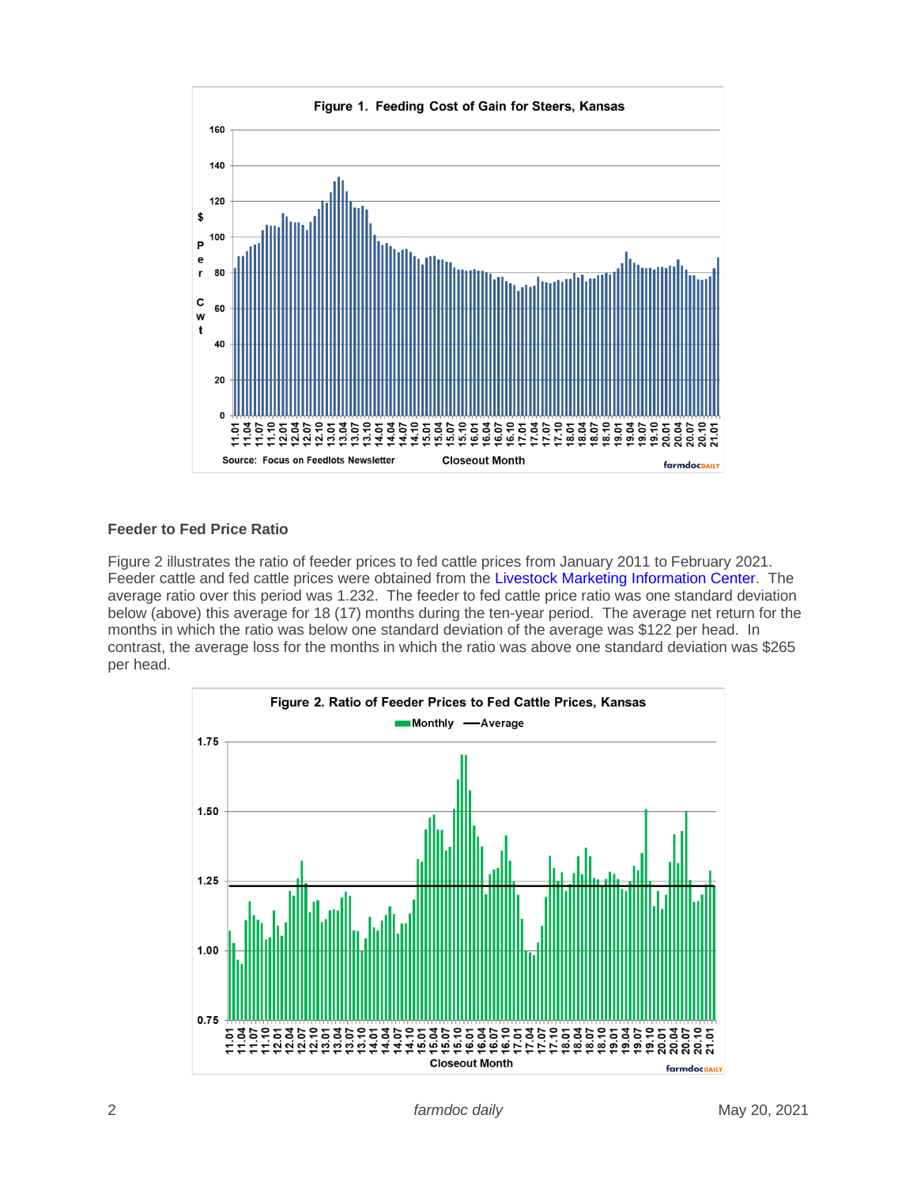**Figure 1. Feeding Cost of Gain for Steers, Kansas**

Source: Focus on Feedlots Newsletter

## Feeder to Fed Price Ratio

Figure 2 illustrates the ratio of feeder prices to fed cattle prices from January 2011 to February 2021. Feeder cattle and fed cattle prices were obtained from the Livestock Marketing Information Center. The average ratio over this period was 1.232. The feeder to fed cattle price ratio was one standard deviation below (above) this average for 18 (17) months during the ten-year period. The average net return for the months in which the ratio was below one standard deviation of the average was $122 per head. In contrast, the average loss for the months in which the ratio was above one standard deviation was $265 per head.

**Figure 2. Ratio of Feeder Prices to Fed Cattle Prices, Kansas**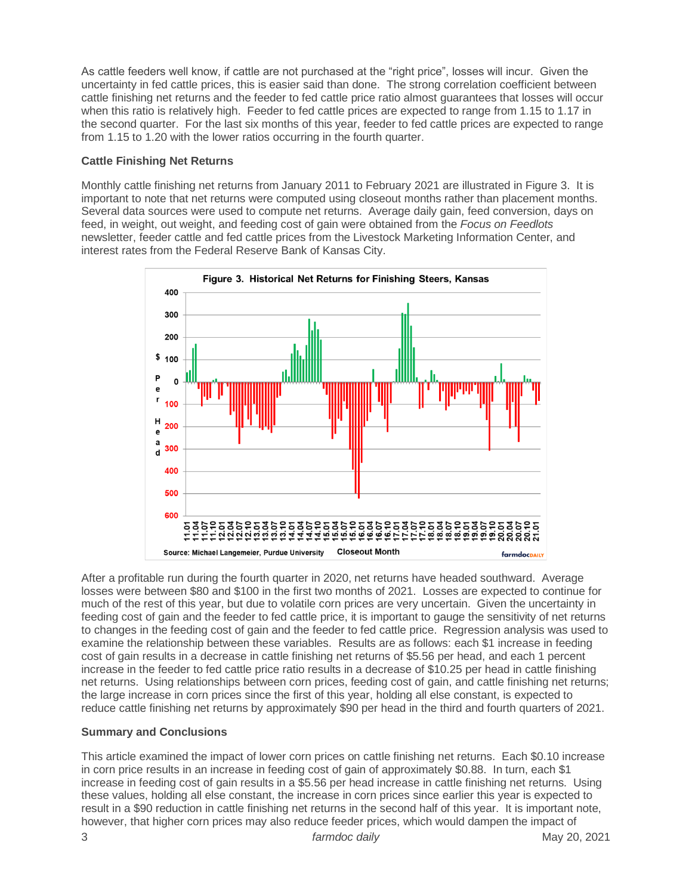As cattle feeders well know, if cattle are not purchased at the "right price", losses will incur. Given the uncertainty in fed cattle prices, this is easier said than done. The strong correlation coefficient between cattle finishing net returns and the feeder to fed cattle price ratio almost guarantees that losses will occur when this ratio is relatively high. Feeder to fed cattle prices are expected to range from 1.15 to 1.17 in the second quarter. For the last six months of this year, feeder to fed cattle prices are expected to range from 1.15 to 1.20 with the lower ratios occurring in the fourth quarter.

**Cattle Finishing Net Returns**

Monthly cattle finishing net returns from January 2011 to February 2021 are illustrated in Figure 3. It is important to note that net returns were computed using closeout months rather than placement months. Several data sources were used to compute net returns. Average daily gain, feed conversion, days on feed, in weight, out weight, and feeding cost of gain were obtained from the *Focus on Feedlots* newsletter, feeder cattle and fed cattle prices from the Livestock Marketing Information Center, and interest rates from the Federal Reserve Bank of Kansas City.

**Figure 3. Historical Net Returns for Finishing Steers, Kansas**

Source: Michael Langemeier, Purdue University

After a profitable run during the fourth quarter in 2020, net returns have headed southward. Average losses were between \$80 and \$100 in the first two months of 2021. Losses are expected to continue for much of the rest of this year, but due to volatile corn prices are very uncertain. Given the uncertainty in feeding cost of gain and the feeder to fed cattle price, it is important to gauge the sensitivity of net returns to changes in the feeding cost of gain and the feeder to fed cattle price. Regression analysis was used to examine the relationship between these variables. Results are as follows: each \$1 increase in feeding cost of gain results in a decrease in cattle finishing net returns of \$5.56 per head, and each 1 percent increase in the feeder to fed cattle price ratio results in a decrease of \$10.25 per head in cattle finishing net returns. Using relationships between corn prices, feeding cost of gain, and cattle finishing net returns; the large increase in corn prices since the first of this year, holding all else constant, is expected to reduce cattle finishing net returns by approximately \$90 per head in the third and fourth quarters of 2021.

**Summary and Conclusions**

This article examined the impact of lower corn prices on cattle finishing net returns. Each \$0.10 increase in corn price results in an increase in feeding cost of gain of approximately \$0.88. In turn, each \$1 increase in feeding cost of gain results in a \$5.56 per head increase in cattle finishing net returns. Using these values, holding all else constant, the increase in corn prices since earlier this year is expected to result in a \$90 reduction in cattle finishing net returns in the second half of this year. It is important note, however, that higher corn prices may also reduce feeder prices, which would dampen the impact of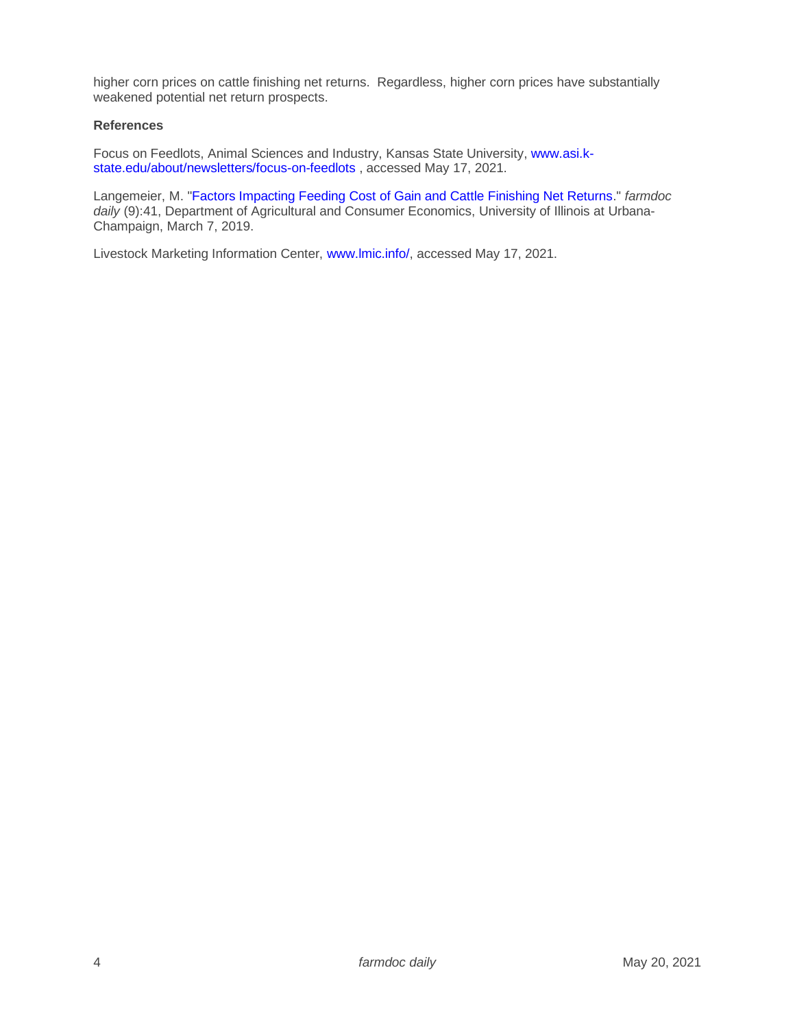higher corn prices on cattle finishing net returns. Regardless, higher corn prices have substantially weakened potential net return prospects.

**References**

Focus on Feedlots, Animal Sciences and Industry, Kansas State University, www.asi.k-state.edu/about/newsletters/focus-on-feedlots , accessed May 17, 2021.

Langemeier, M. "Factors Impacting Feeding Cost of Gain and Cattle Finishing Net Returns." *farmdoc daily* (9):41, Department of Agricultural and Consumer Economics, University of Illinois at Urbana-Champaign, March 7, 2019.

Livestock Marketing Information Center, www.lmic.info/, accessed May 17, 2021.